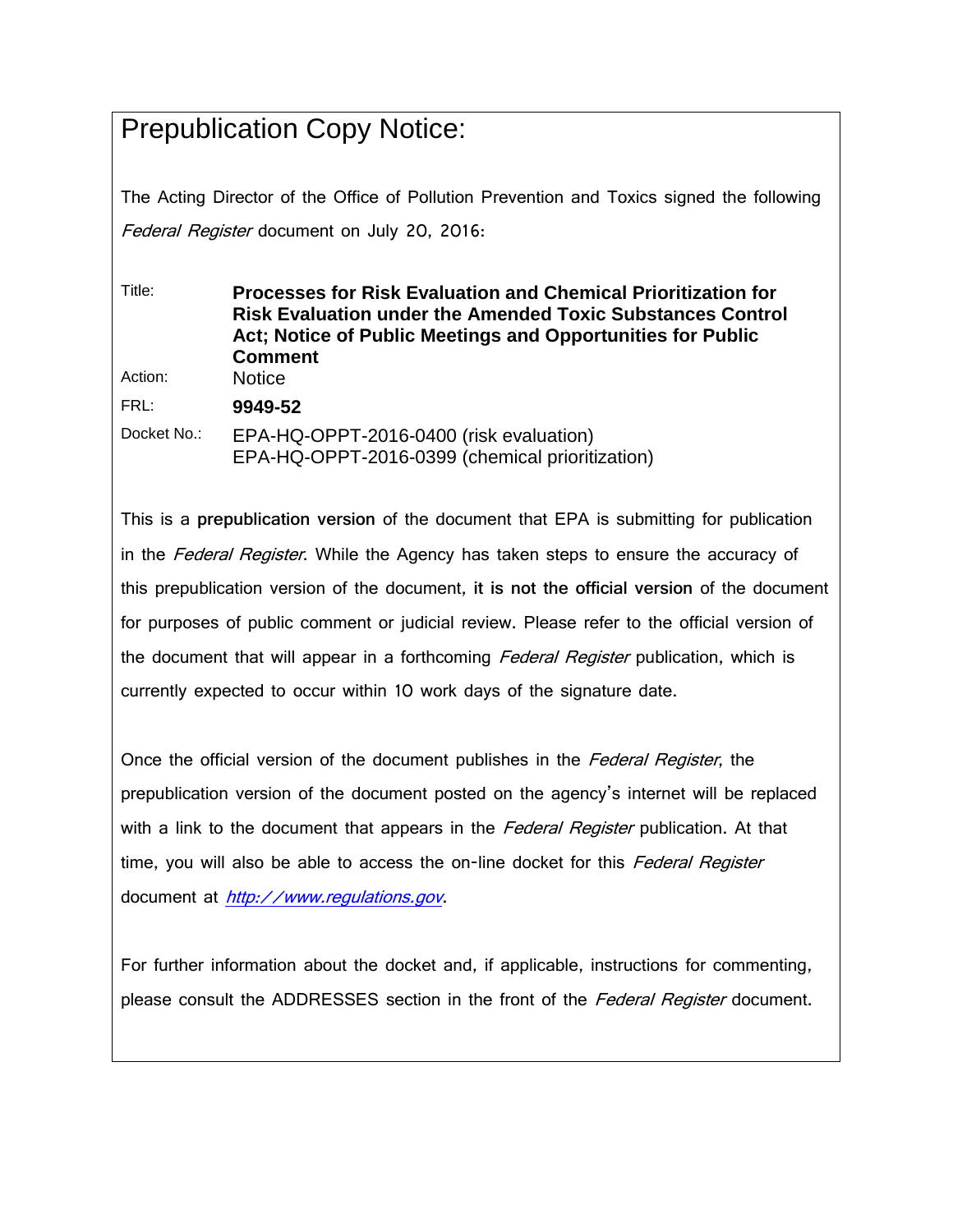# Prepublication Copy Notice:

The Acting Director of the Office of Pollution Prevention and Toxics signed the following *Federal Register* document on July 20, 2016:

| | |
|---|---|
| Title: | **Processes for Risk Evaluation and Chemical Prioritization for Risk Evaluation under the Amended Toxic Substances Control Act; Notice of Public Meetings and Opportunities for Public Comment** |
| Action: | Notice |
| FRL: | **9949-52** |
| Docket No.: | EPA-HQ-OPPT-2016-0400 (risk evaluation)<br>EPA-HQ-OPPT-2016-0399 (chemical prioritization) |

This is a **prepublication version** of the document that EPA is submitting for publication in the *Federal Register*. While the Agency has taken steps to ensure the accuracy of this prepublication version of the document, **it is not the official version** of the document for purposes of public comment or judicial review. Please refer to the official version of the document that will appear in a forthcoming *Federal Register* publication, which is currently expected to occur within 10 work days of the signature date.

Once the official version of the document publishes in the *Federal Register*, the prepublication version of the document posted on the agency's internet will be replaced with a link to the document that appears in the *Federal Register* publication. At that time, you will also be able to access the on-line docket for this *Federal Register* document at *http://www.regulations.gov*.

For further information about the docket and, if applicable, instructions for commenting, please consult the ADDRESSES section in the front of the *Federal Register* document.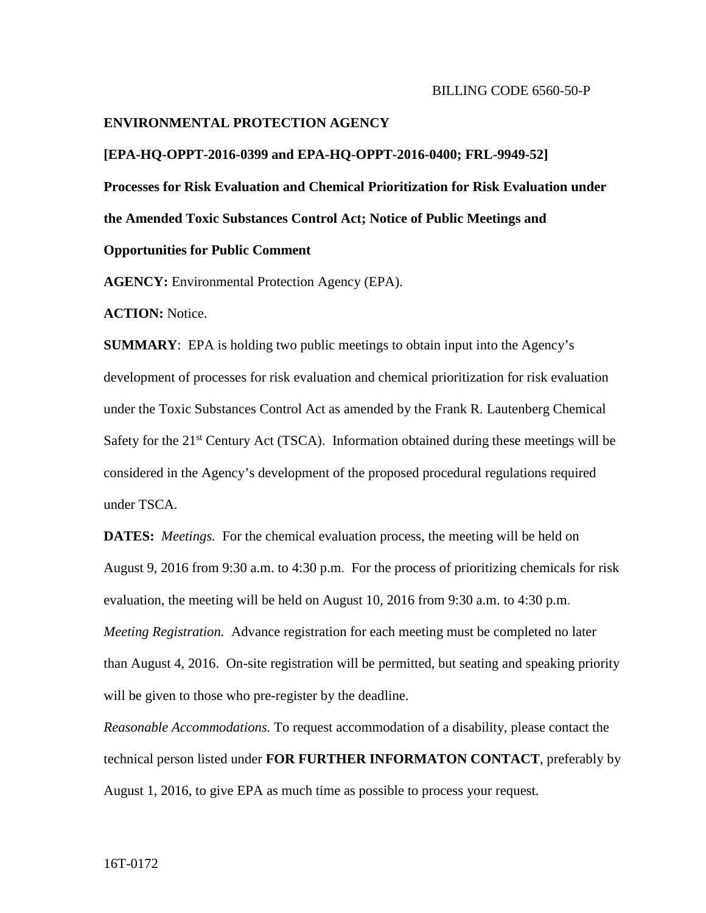BILLING CODE 6560-50-P

**ENVIRONMENTAL PROTECTION AGENCY**

**[EPA-HQ-OPPT-2016-0399 and EPA-HQ-OPPT-2016-0400; FRL-9949-52]**

**Processes for Risk Evaluation and Chemical Prioritization for Risk Evaluation under the Amended Toxic Substances Control Act; Notice of Public Meetings and Opportunities for Public Comment**

**AGENCY:** Environmental Protection Agency (EPA).

**ACTION:** Notice.

**SUMMARY**: EPA is holding two public meetings to obtain input into the Agency's development of processes for risk evaluation and chemical prioritization for risk evaluation under the Toxic Substances Control Act as amended by the Frank R. Lautenberg Chemical Safety for the 21st Century Act (TSCA). Information obtained during these meetings will be considered in the Agency's development of the proposed procedural regulations required under TSCA.

**DATES:** *Meetings.* For the chemical evaluation process, the meeting will be held on August 9, 2016 from 9:30 a.m. to 4:30 p.m. For the process of prioritizing chemicals for risk evaluation, the meeting will be held on August 10, 2016 from 9:30 a.m. to 4:30 p.m.

*Meeting Registration.* Advance registration for each meeting must be completed no later than August 4, 2016. On-site registration will be permitted, but seating and speaking priority will be given to those who pre-register by the deadline.

*Reasonable Accommodations.* To request accommodation of a disability, please contact the technical person listed under **FOR FURTHER INFORMATON CONTACT**, preferably by August 1, 2016, to give EPA as much time as possible to process your request.

16T-0172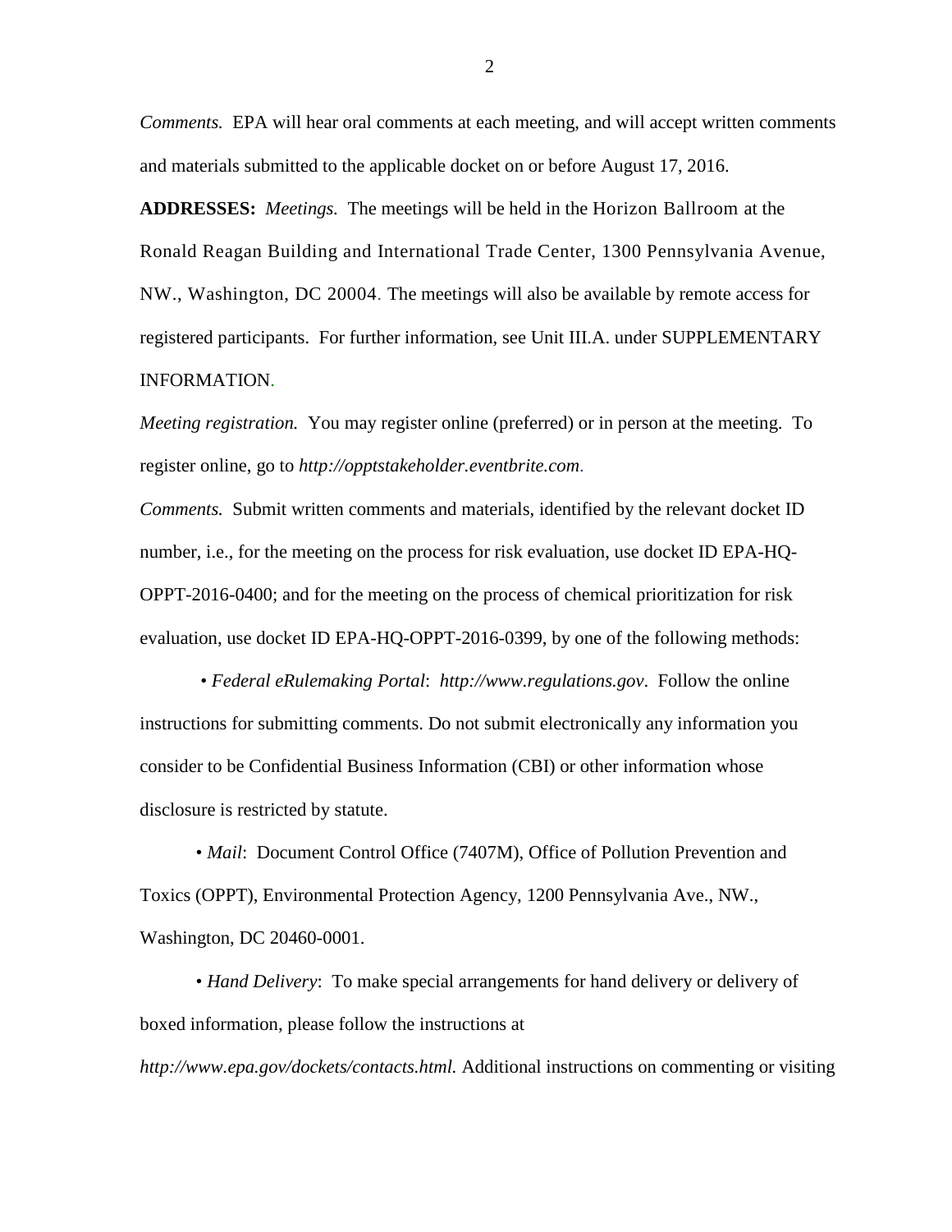*Comments.* EPA will hear oral comments at each meeting, and will accept written comments and materials submitted to the applicable docket on or before August 17, 2016.

**ADDRESSES:** *Meetings.* The meetings will be held in the Horizon Ballroom at the Ronald Reagan Building and International Trade Center, 1300 Pennsylvania Avenue, NW., Washington, DC 20004. The meetings will also be available by remote access for registered participants. For further information, see Unit III.A. under SUPPLEMENTARY INFORMATION.

*Meeting registration.* You may register online (preferred) or in person at the meeting. To register online, go to *http://opptstakeholder.eventbrite.com*.

*Comments.* Submit written comments and materials, identified by the relevant docket ID number, i.e., for the meeting on the process for risk evaluation, use docket ID EPA-HQ-OPPT-2016-0400; and for the meeting on the process of chemical prioritization for risk evaluation, use docket ID EPA-HQ-OPPT-2016-0399, by one of the following methods:

• *Federal eRulemaking Portal*: *http://www.regulations.gov*. Follow the online instructions for submitting comments. Do not submit electronically any information you consider to be Confidential Business Information (CBI) or other information whose disclosure is restricted by statute.

• *Mail*: Document Control Office (7407M), Office of Pollution Prevention and Toxics (OPPT), Environmental Protection Agency, 1200 Pennsylvania Ave., NW., Washington, DC 20460-0001.

• *Hand Delivery*: To make special arrangements for hand delivery or delivery of boxed information, please follow the instructions at *http://www.epa.gov/dockets/contacts.html.* Additional instructions on commenting or visiting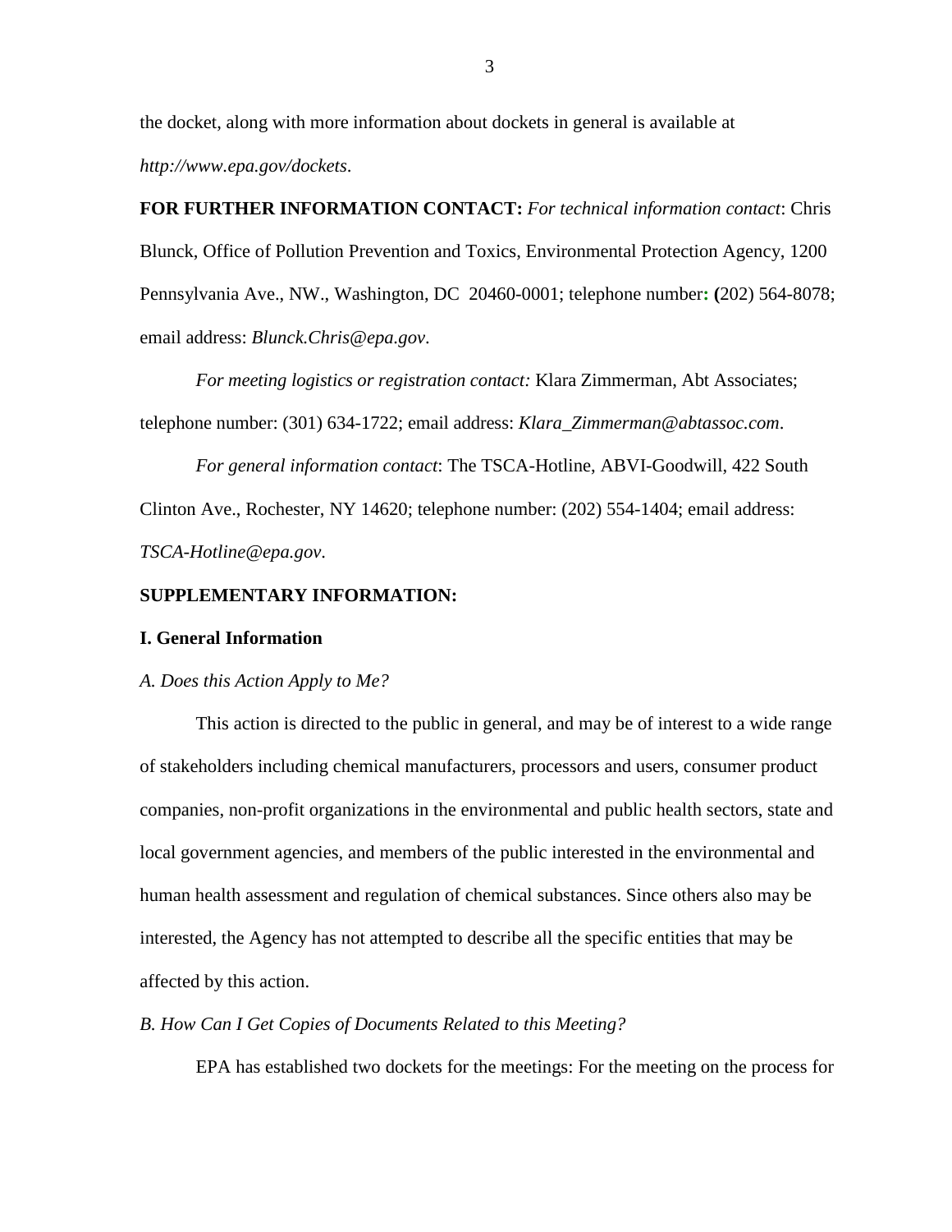the docket, along with more information about dockets in general is available at *http://www.epa.gov/dockets*.

**FOR FURTHER INFORMATION CONTACT:** *For technical information contact*: Chris Blunck, Office of Pollution Prevention and Toxics, Environmental Protection Agency, 1200 Pennsylvania Ave., NW., Washington, DC 20460-0001; telephone number**: (**202) 564-8078; email address: *Blunck.Chris@epa.gov*.

*For meeting logistics or registration contact:* Klara Zimmerman, Abt Associates; telephone number: (301) 634-1722; email address: *Klara_Zimmerman@abtassoc.com*.

*For general information contact*: The TSCA-Hotline, ABVI-Goodwill, 422 South Clinton Ave., Rochester, NY 14620; telephone number: (202) 554-1404; email address: *TSCA-Hotline@epa.gov*.

**SUPPLEMENTARY INFORMATION:**

**I. General Information**

*A. Does this Action Apply to Me?*

This action is directed to the public in general, and may be of interest to a wide range of stakeholders including chemical manufacturers, processors and users, consumer product companies, non-profit organizations in the environmental and public health sectors, state and local government agencies, and members of the public interested in the environmental and human health assessment and regulation of chemical substances. Since others also may be interested, the Agency has not attempted to describe all the specific entities that may be affected by this action.

*B. How Can I Get Copies of Documents Related to this Meeting?*

EPA has established two dockets for the meetings: For the meeting on the process for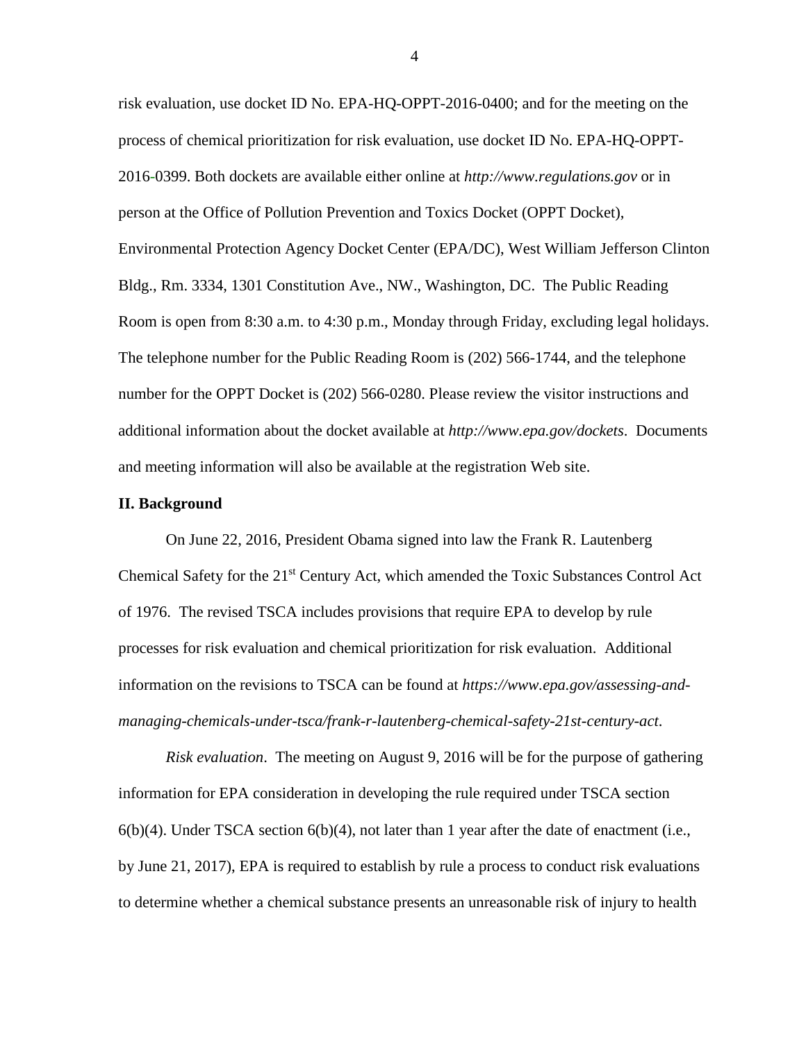risk evaluation, use docket ID No. EPA-HQ-OPPT-2016-0400; and for the meeting on the process of chemical prioritization for risk evaluation, use docket ID No. EPA-HQ-OPPT-2016-0399. Both dockets are available either online at *http://www.regulations.gov* or in person at the Office of Pollution Prevention and Toxics Docket (OPPT Docket), Environmental Protection Agency Docket Center (EPA/DC), West William Jefferson Clinton Bldg., Rm. 3334, 1301 Constitution Ave., NW., Washington, DC. The Public Reading Room is open from 8:30 a.m. to 4:30 p.m., Monday through Friday, excluding legal holidays. The telephone number for the Public Reading Room is (202) 566-1744, and the telephone number for the OPPT Docket is (202) 566-0280. Please review the visitor instructions and additional information about the docket available at *http://www.epa.gov/dockets*. Documents and meeting information will also be available at the registration Web site.

**II. Background**

On June 22, 2016, President Obama signed into law the Frank R. Lautenberg Chemical Safety for the 21st Century Act, which amended the Toxic Substances Control Act of 1976. The revised TSCA includes provisions that require EPA to develop by rule processes for risk evaluation and chemical prioritization for risk evaluation. Additional information on the revisions to TSCA can be found at *https://www.epa.gov/assessing-and-managing-chemicals-under-tsca/frank-r-lautenberg-chemical-safety-21st-century-act*.

*Risk evaluation*. The meeting on August 9, 2016 will be for the purpose of gathering information for EPA consideration in developing the rule required under TSCA section 6(b)(4). Under TSCA section 6(b)(4), not later than 1 year after the date of enactment (i.e., by June 21, 2017), EPA is required to establish by rule a process to conduct risk evaluations to determine whether a chemical substance presents an unreasonable risk of injury to health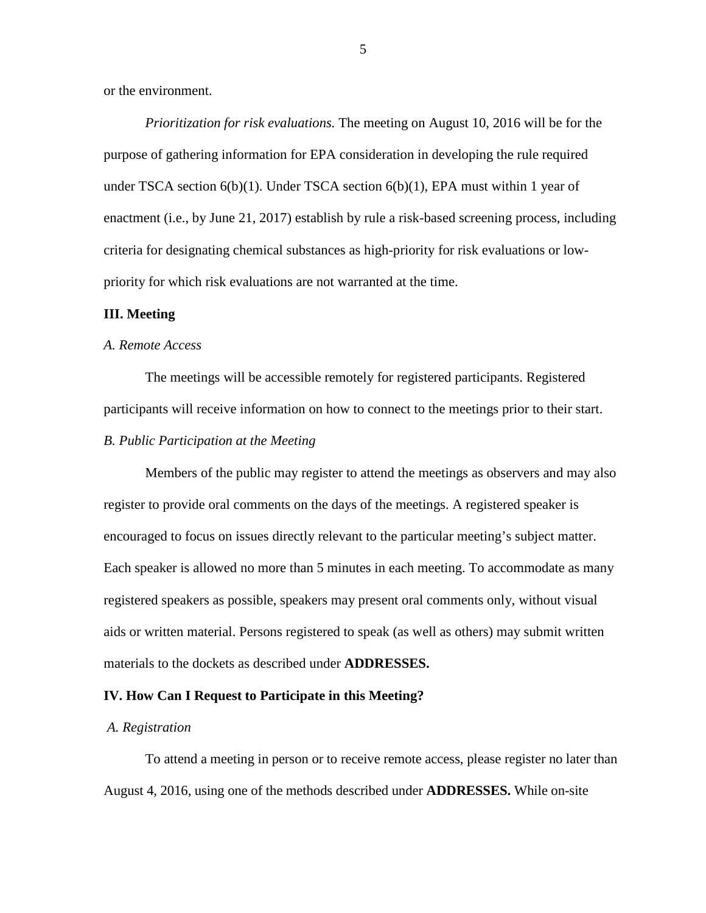or the environment.

*Prioritization for risk evaluations.* The meeting on August 10, 2016 will be for the purpose of gathering information for EPA consideration in developing the rule required under TSCA section 6(b)(1). Under TSCA section 6(b)(1), EPA must within 1 year of enactment (i.e., by June 21, 2017) establish by rule a risk-based screening process, including criteria for designating chemical substances as high-priority for risk evaluations or low-priority for which risk evaluations are not warranted at the time.

## III. Meeting

*A. Remote Access*

The meetings will be accessible remotely for registered participants. Registered participants will receive information on how to connect to the meetings prior to their start.

*B. Public Participation at the Meeting*

Members of the public may register to attend the meetings as observers and may also register to provide oral comments on the days of the meetings. A registered speaker is encouraged to focus on issues directly relevant to the particular meeting's subject matter. Each speaker is allowed no more than 5 minutes in each meeting. To accommodate as many registered speakers as possible, speakers may present oral comments only, without visual aids or written material. Persons registered to speak (as well as others) may submit written materials to the dockets as described under **ADDRESSES.**

## IV. How Can I Request to Participate in this Meeting?

*A. Registration*

To attend a meeting in person or to receive remote access, please register no later than August 4, 2016, using one of the methods described under **ADDRESSES.** While on-site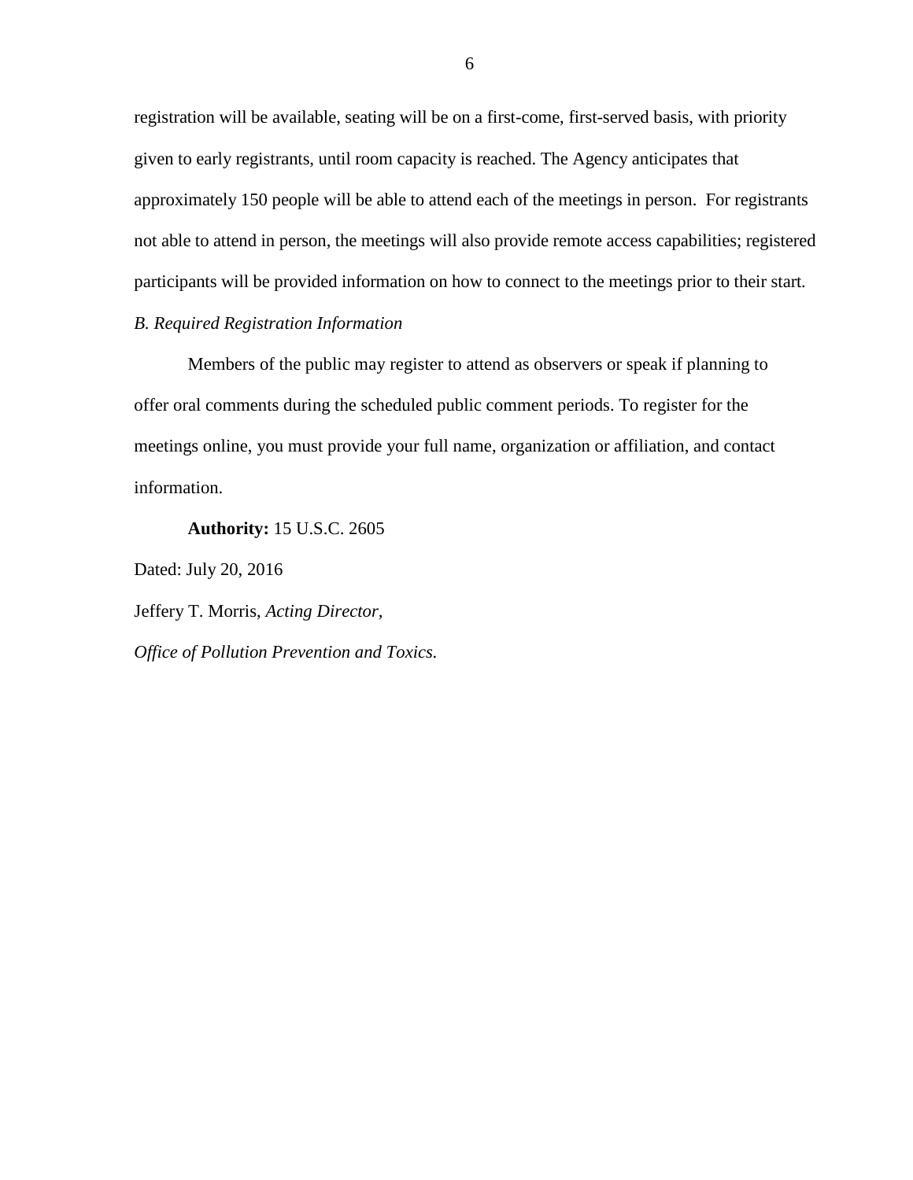registration will be available, seating will be on a first-come, first-served basis, with priority given to early registrants, until room capacity is reached. The Agency anticipates that approximately 150 people will be able to attend each of the meetings in person. For registrants not able to attend in person, the meetings will also provide remote access capabilities; registered participants will be provided information on how to connect to the meetings prior to their start.

*B. Required Registration Information*

Members of the public may register to attend as observers or speak if planning to offer oral comments during the scheduled public comment periods. To register for the meetings online, you must provide your full name, organization or affiliation, and contact information.

**Authority:** 15 U.S.C. 2605

Dated: July 20, 2016

Jeffery T. Morris, *Acting Director,*

*Office of Pollution Prevention and Toxics.*